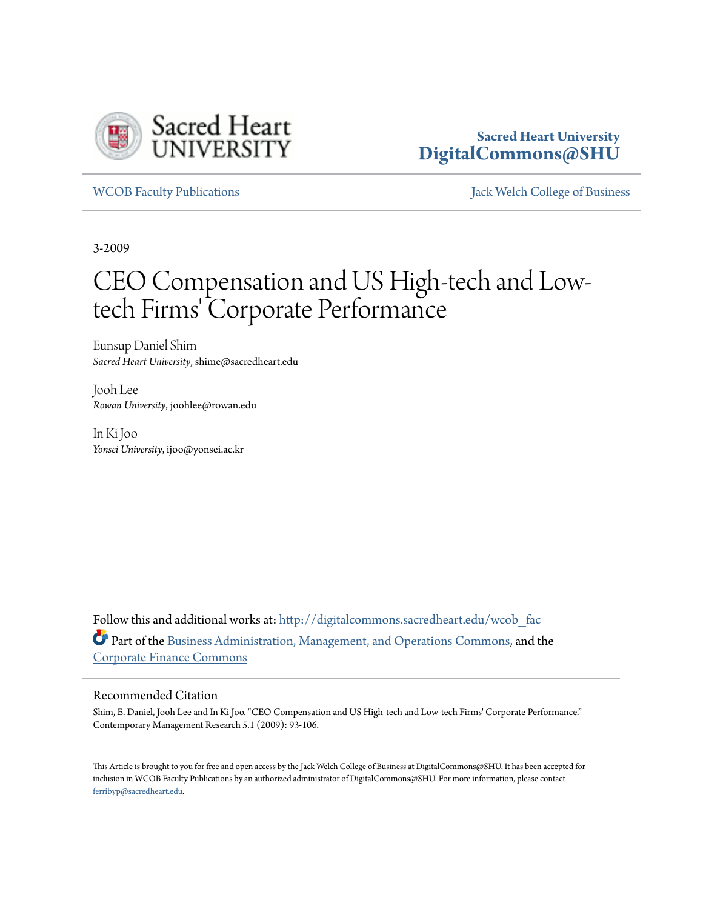Sacred Heart University
**DigitalCommons@SHU**

WCOB Faculty Publications | Jack Welch College of Business

3-2009

# CEO Compensation and US High-tech and Low-tech Firms' Corporate Performance

Eunsup Daniel Shim
*Sacred Heart University*, shime@sacredheart.edu

Jooh Lee
*Rowan University*, joohlee@rowan.edu

In Ki Joo
*Yonsei University*, ijoo@yonsei.ac.kr

Follow this and additional works at: http://digitalcommons.sacredheart.edu/wcob_fac

Part of the Business Administration, Management, and Operations Commons, and the Corporate Finance Commons

## Recommended Citation

Shim, E. Daniel, Jooh Lee and In Ki Joo. "CEO Compensation and US High-tech and Low-tech Firms' Corporate Performance." Contemporary Management Research 5.1 (2009): 93-106.

This Article is brought to you for free and open access by the Jack Welch College of Business at DigitalCommons@SHU. It has been accepted for inclusion in WCOB Faculty Publications by an authorized administrator of DigitalCommons@SHU. For more information, please contact ferribyp@sacredheart.edu.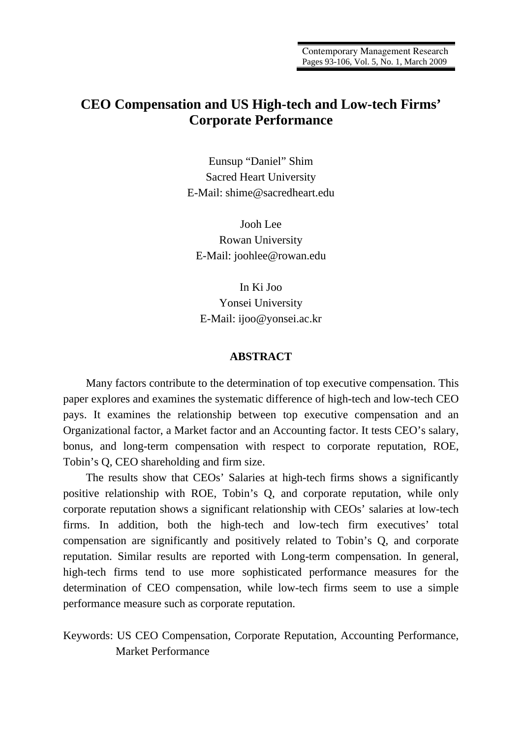# CEO Compensation and US High-tech and Low-tech Firms' Corporate Performance

Eunsup "Daniel" Shim
Sacred Heart University
E-Mail: shime@sacredheart.edu

Jooh Lee
Rowan University
E-Mail: joohlee@rowan.edu

In Ki Joo
Yonsei University
E-Mail: ijoo@yonsei.ac.kr

## ABSTRACT

Many factors contribute to the determination of top executive compensation. This paper explores and examines the systematic difference of high-tech and low-tech CEO pays. It examines the relationship between top executive compensation and an Organizational factor, a Market factor and an Accounting factor. It tests CEO's salary, bonus, and long-term compensation with respect to corporate reputation, ROE, Tobin's Q, CEO shareholding and firm size.

The results show that CEOs' Salaries at high-tech firms shows a significantly positive relationship with ROE, Tobin's Q, and corporate reputation, while only corporate reputation shows a significant relationship with CEOs' salaries at low-tech firms. In addition, both the high-tech and low-tech firm executives' total compensation are significantly and positively related to Tobin's Q, and corporate reputation. Similar results are reported with Long-term compensation. In general, high-tech firms tend to use more sophisticated performance measures for the determination of CEO compensation, while low-tech firms seem to use a simple performance measure such as corporate reputation.

Keywords: US CEO Compensation, Corporate Reputation, Accounting Performance, Market Performance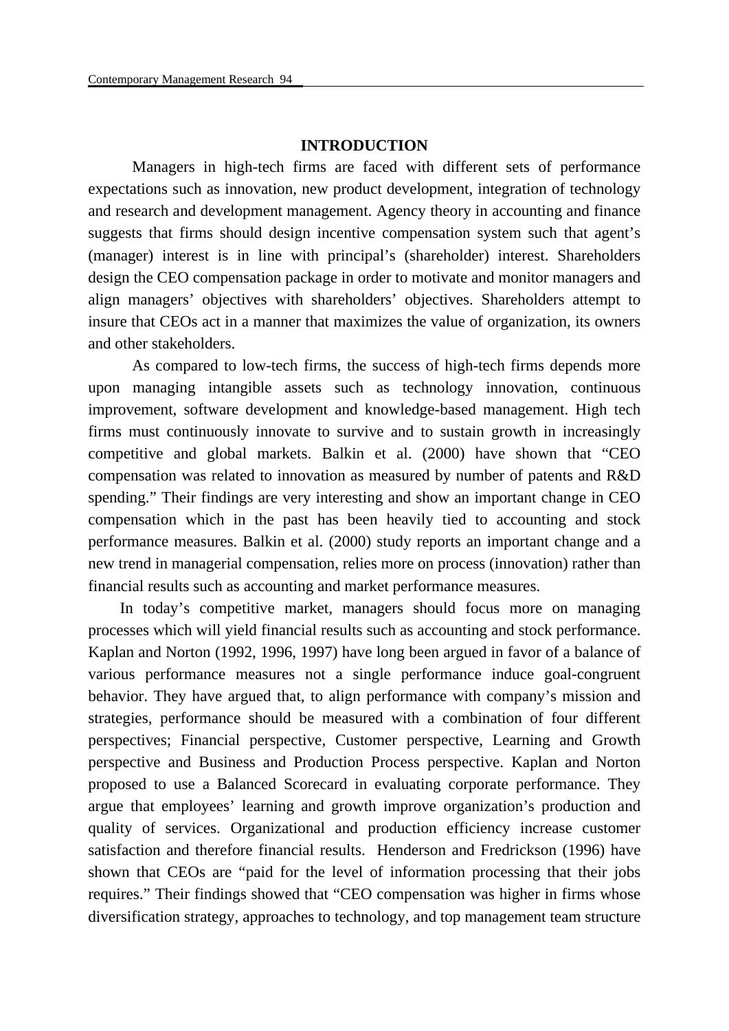## INTRODUCTION

Managers in high-tech firms are faced with different sets of performance expectations such as innovation, new product development, integration of technology and research and development management. Agency theory in accounting and finance suggests that firms should design incentive compensation system such that agent's (manager) interest is in line with principal's (shareholder) interest. Shareholders design the CEO compensation package in order to motivate and monitor managers and align managers' objectives with shareholders' objectives. Shareholders attempt to insure that CEOs act in a manner that maximizes the value of organization, its owners and other stakeholders.

As compared to low-tech firms, the success of high-tech firms depends more upon managing intangible assets such as technology innovation, continuous improvement, software development and knowledge-based management. High tech firms must continuously innovate to survive and to sustain growth in increasingly competitive and global markets. Balkin et al. (2000) have shown that "CEO compensation was related to innovation as measured by number of patents and R&D spending." Their findings are very interesting and show an important change in CEO compensation which in the past has been heavily tied to accounting and stock performance measures. Balkin et al. (2000) study reports an important change and a new trend in managerial compensation, relies more on process (innovation) rather than financial results such as accounting and market performance measures.

In today's competitive market, managers should focus more on managing processes which will yield financial results such as accounting and stock performance. Kaplan and Norton (1992, 1996, 1997) have long been argued in favor of a balance of various performance measures not a single performance induce goal-congruent behavior. They have argued that, to align performance with company's mission and strategies, performance should be measured with a combination of four different perspectives; Financial perspective, Customer perspective, Learning and Growth perspective and Business and Production Process perspective. Kaplan and Norton proposed to use a Balanced Scorecard in evaluating corporate performance. They argue that employees' learning and growth improve organization's production and quality of services. Organizational and production efficiency increase customer satisfaction and therefore financial results. Henderson and Fredrickson (1996) have shown that CEOs are "paid for the level of information processing that their jobs requires." Their findings showed that "CEO compensation was higher in firms whose diversification strategy, approaches to technology, and top management team structure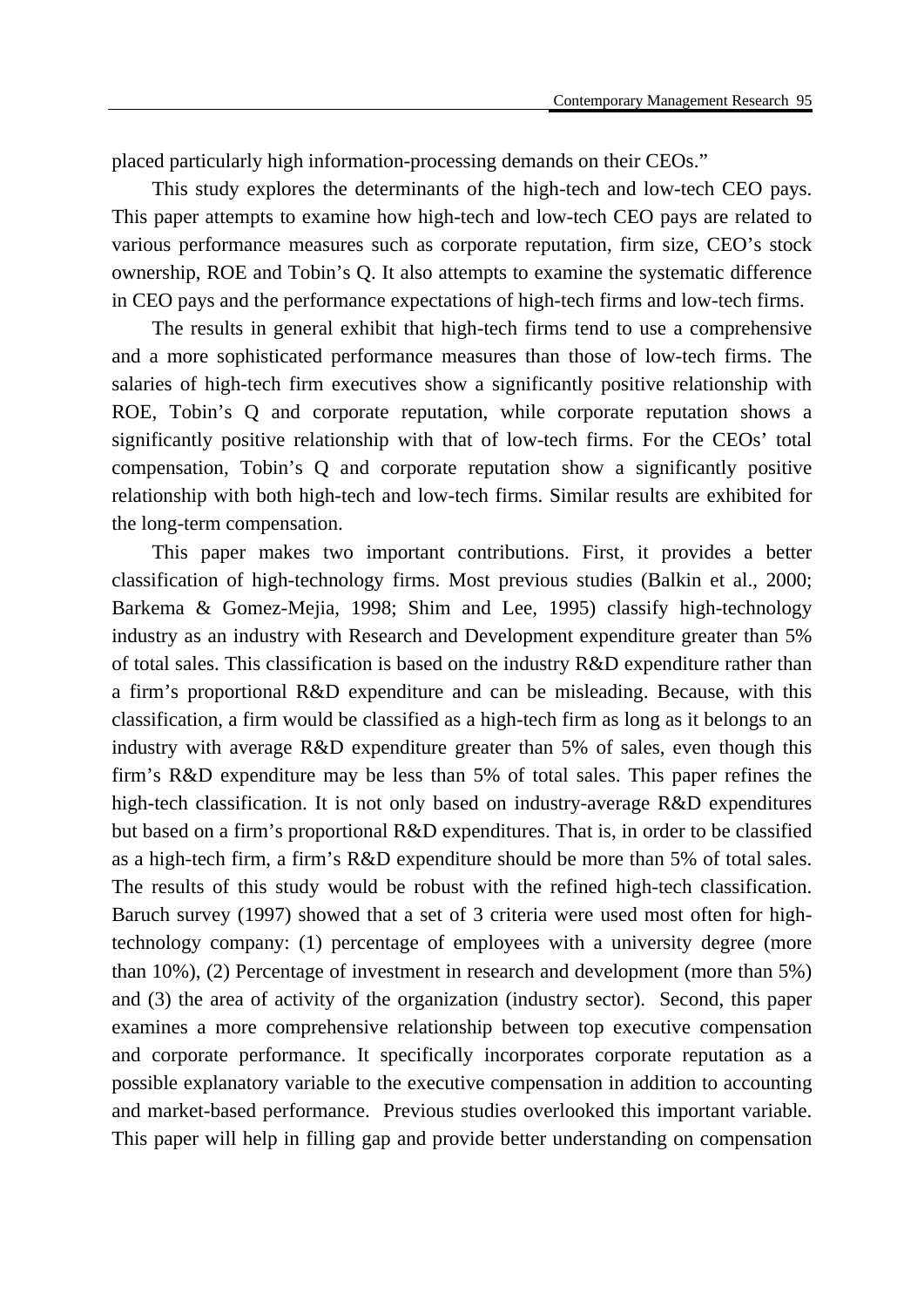placed particularly high information-processing demands on their CEOs."

This study explores the determinants of the high-tech and low-tech CEO pays. This paper attempts to examine how high-tech and low-tech CEO pays are related to various performance measures such as corporate reputation, firm size, CEO's stock ownership, ROE and Tobin's Q. It also attempts to examine the systematic difference in CEO pays and the performance expectations of high-tech firms and low-tech firms.

The results in general exhibit that high-tech firms tend to use a comprehensive and a more sophisticated performance measures than those of low-tech firms. The salaries of high-tech firm executives show a significantly positive relationship with ROE, Tobin's Q and corporate reputation, while corporate reputation shows a significantly positive relationship with that of low-tech firms. For the CEOs' total compensation, Tobin's Q and corporate reputation show a significantly positive relationship with both high-tech and low-tech firms. Similar results are exhibited for the long-term compensation.

This paper makes two important contributions. First, it provides a better classification of high-technology firms. Most previous studies (Balkin et al., 2000; Barkema & Gomez-Mejia, 1998; Shim and Lee, 1995) classify high-technology industry as an industry with Research and Development expenditure greater than 5% of total sales. This classification is based on the industry R&D expenditure rather than a firm's proportional R&D expenditure and can be misleading. Because, with this classification, a firm would be classified as a high-tech firm as long as it belongs to an industry with average R&D expenditure greater than 5% of sales, even though this firm's R&D expenditure may be less than 5% of total sales. This paper refines the high-tech classification. It is not only based on industry-average R&D expenditures but based on a firm's proportional R&D expenditures. That is, in order to be classified as a high-tech firm, a firm's R&D expenditure should be more than 5% of total sales. The results of this study would be robust with the refined high-tech classification. Baruch survey (1997) showed that a set of 3 criteria were used most often for high-technology company: (1) percentage of employees with a university degree (more than 10%), (2) Percentage of investment in research and development (more than 5%) and (3) the area of activity of the organization (industry sector). Second, this paper examines a more comprehensive relationship between top executive compensation and corporate performance. It specifically incorporates corporate reputation as a possible explanatory variable to the executive compensation in addition to accounting and market-based performance. Previous studies overlooked this important variable. This paper will help in filling gap and provide better understanding on compensation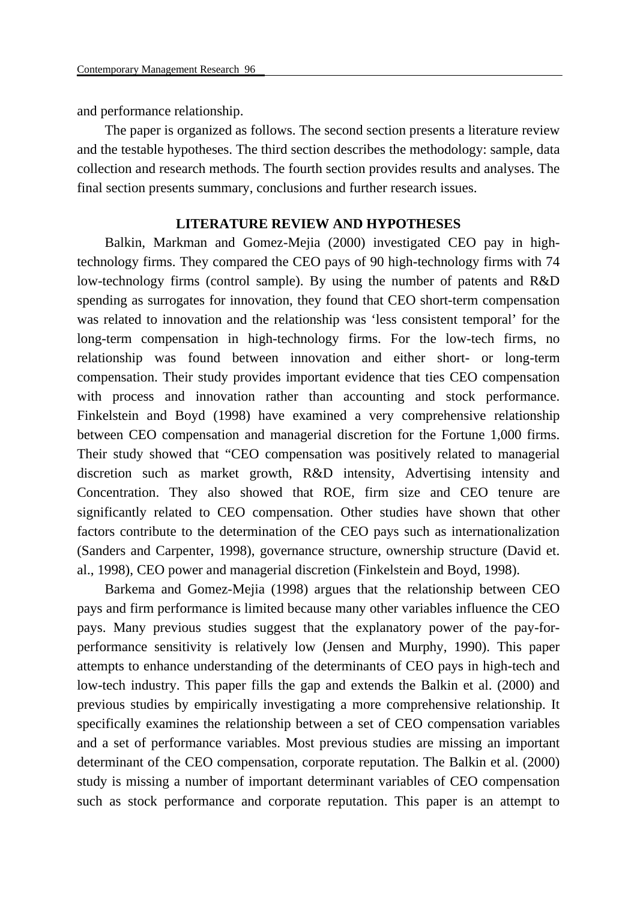and performance relationship.

The paper is organized as follows. The second section presents a literature review and the testable hypotheses. The third section describes the methodology: sample, data collection and research methods. The fourth section provides results and analyses. The final section presents summary, conclusions and further research issues.

## LITERATURE REVIEW AND HYPOTHESES

Balkin, Markman and Gomez-Mejia (2000) investigated CEO pay in high-technology firms. They compared the CEO pays of 90 high-technology firms with 74 low-technology firms (control sample). By using the number of patents and R&D spending as surrogates for innovation, they found that CEO short-term compensation was related to innovation and the relationship was 'less consistent temporal' for the long-term compensation in high-technology firms. For the low-tech firms, no relationship was found between innovation and either short- or long-term compensation. Their study provides important evidence that ties CEO compensation with process and innovation rather than accounting and stock performance. Finkelstein and Boyd (1998) have examined a very comprehensive relationship between CEO compensation and managerial discretion for the Fortune 1,000 firms. Their study showed that "CEO compensation was positively related to managerial discretion such as market growth, R&D intensity, Advertising intensity and Concentration. They also showed that ROE, firm size and CEO tenure are significantly related to CEO compensation. Other studies have shown that other factors contribute to the determination of the CEO pays such as internationalization (Sanders and Carpenter, 1998), governance structure, ownership structure (David et. al., 1998), CEO power and managerial discretion (Finkelstein and Boyd, 1998).

Barkema and Gomez-Mejia (1998) argues that the relationship between CEO pays and firm performance is limited because many other variables influence the CEO pays. Many previous studies suggest that the explanatory power of the pay-for-performance sensitivity is relatively low (Jensen and Murphy, 1990). This paper attempts to enhance understanding of the determinants of CEO pays in high-tech and low-tech industry. This paper fills the gap and extends the Balkin et al. (2000) and previous studies by empirically investigating a more comprehensive relationship. It specifically examines the relationship between a set of CEO compensation variables and a set of performance variables. Most previous studies are missing an important determinant of the CEO compensation, corporate reputation. The Balkin et al. (2000) study is missing a number of important determinant variables of CEO compensation such as stock performance and corporate reputation. This paper is an attempt to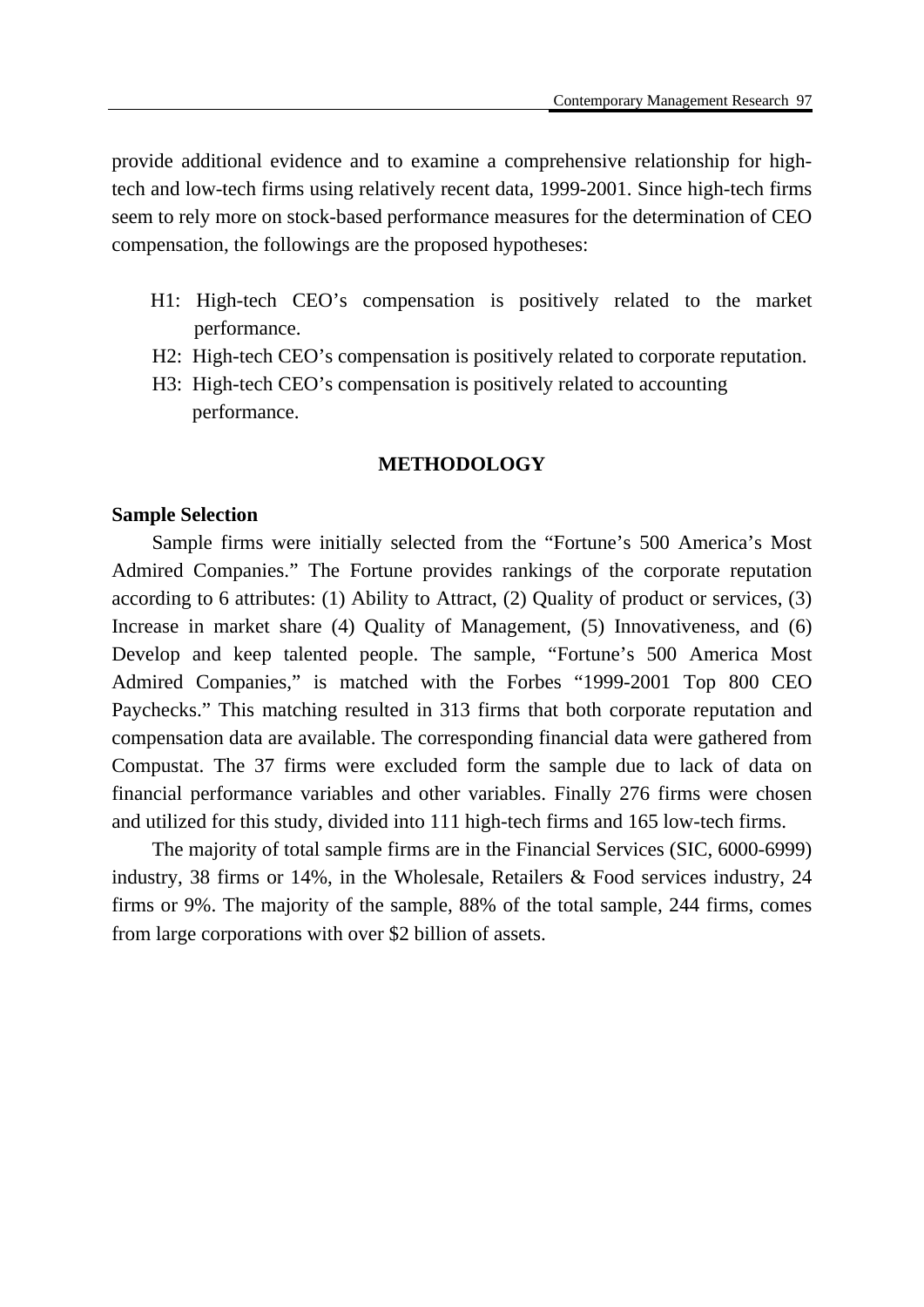provide additional evidence and to examine a comprehensive relationship for high-tech and low-tech firms using relatively recent data, 1999-2001. Since high-tech firms seem to rely more on stock-based performance measures for the determination of CEO compensation, the followings are the proposed hypotheses:

H1: High-tech CEO's compensation is positively related to the market performance.

H2: High-tech CEO's compensation is positively related to corporate reputation.

H3: High-tech CEO's compensation is positively related to accounting performance.

## METHODOLOGY

### Sample Selection

Sample firms were initially selected from the "Fortune's 500 America's Most Admired Companies." The Fortune provides rankings of the corporate reputation according to 6 attributes: (1) Ability to Attract, (2) Quality of product or services, (3) Increase in market share (4) Quality of Management, (5) Innovativeness, and (6) Develop and keep talented people. The sample, "Fortune's 500 America Most Admired Companies," is matched with the Forbes "1999-2001 Top 800 CEO Paychecks." This matching resulted in 313 firms that both corporate reputation and compensation data are available. The corresponding financial data were gathered from Compustat. The 37 firms were excluded form the sample due to lack of data on financial performance variables and other variables. Finally 276 firms were chosen and utilized for this study, divided into 111 high-tech firms and 165 low-tech firms.

The majority of total sample firms are in the Financial Services (SIC, 6000-6999) industry, 38 firms or 14%, in the Wholesale, Retailers & Food services industry, 24 firms or 9%. The majority of the sample, 88% of the total sample, 244 firms, comes from large corporations with over $2 billion of assets.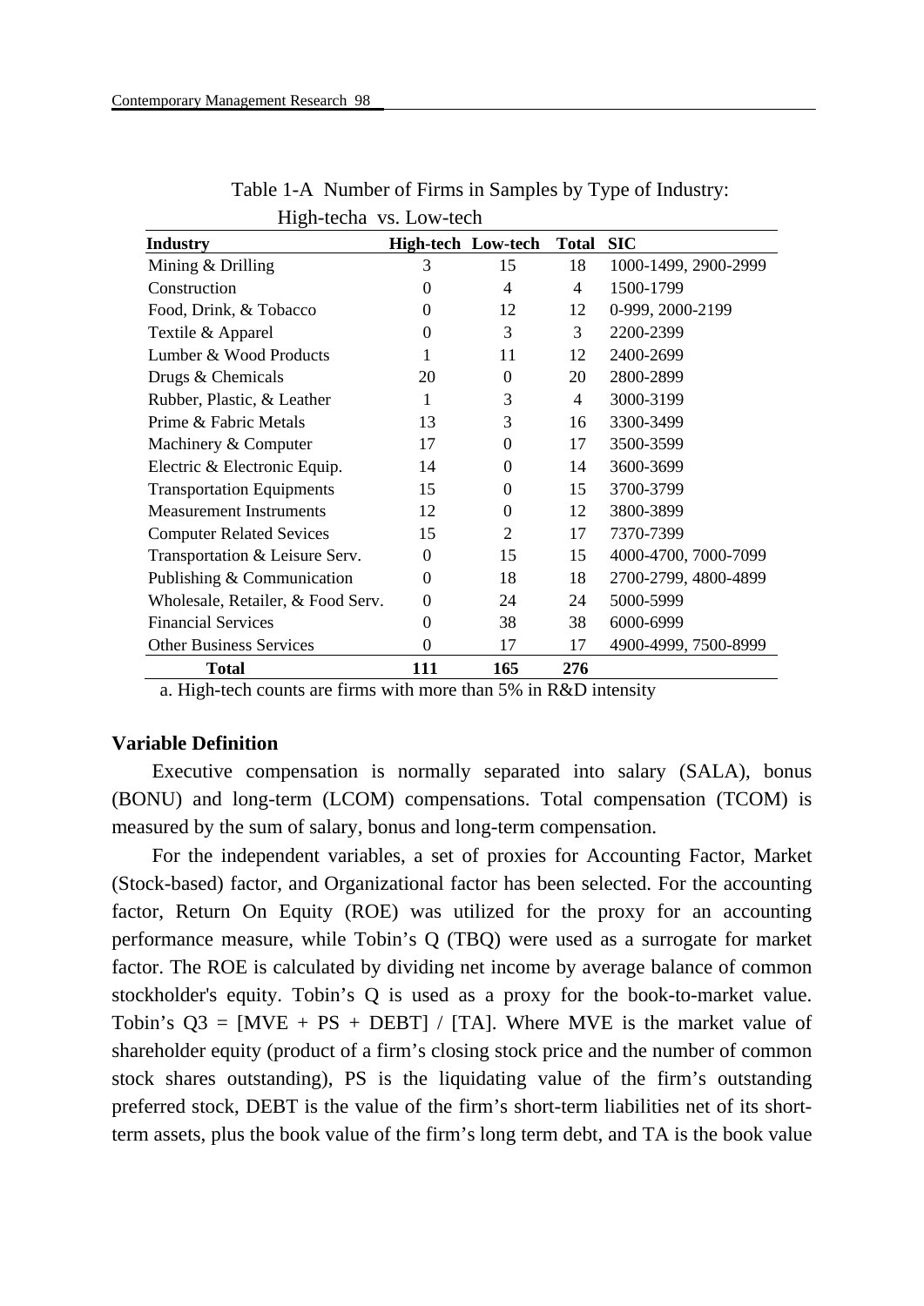Table 1-A Number of Firms in Samples by Type of Industry: High-tech[a] vs. Low-tech

| Industry | High-tech | Low-tech | Total | SIC |
|---|---|---|---|---|
| Mining & Drilling | 3 | 15 | 18 | 1000-1499, 2900-2999 |
| Construction | 0 | 4 | 4 | 1500-1799 |
| Food, Drink, & Tobacco | 0 | 12 | 12 | 0-999, 2000-2199 |
| Textile & Apparel | 0 | 3 | 3 | 2200-2399 |
| Lumber & Wood Products | 1 | 11 | 12 | 2400-2699 |
| Drugs & Chemicals | 20 | 0 | 20 | 2800-2899 |
| Rubber, Plastic, & Leather | 1 | 3 | 4 | 3000-3199 |
| Prime & Fabric Metals | 13 | 3 | 16 | 3300-3499 |
| Machinery & Computer | 17 | 0 | 17 | 3500-3599 |
| Electric & Electronic Equip. | 14 | 0 | 14 | 3600-3699 |
| Transportation Equipments | 15 | 0 | 15 | 3700-3799 |
| Measurement Instruments | 12 | 0 | 12 | 3800-3899 |
| Computer Related Sevices | 15 | 2 | 17 | 7370-7399 |
| Transportation & Leisure Serv. | 0 | 15 | 15 | 4000-4700, 7000-7099 |
| Publishing & Communication | 0 | 18 | 18 | 2700-2799, 4800-4899 |
| Wholesale, Retailer, & Food Serv. | 0 | 24 | 24 | 5000-5999 |
| Financial Services | 0 | 38 | 38 | 6000-6999 |
| Other Business Services | 0 | 17 | 17 | 4900-4999, 7500-8999 |
| **Total** | **111** | **165** | **276** | |

a. High-tech counts are firms with more than 5% in R&D intensity

### Variable Definition

Executive compensation is normally separated into salary (SALA), bonus (BONU) and long-term (LCOM) compensations. Total compensation (TCOM) is measured by the sum of salary, bonus and long-term compensation.

For the independent variables, a set of proxies for Accounting Factor, Market (Stock-based) factor, and Organizational factor has been selected. For the accounting factor, Return On Equity (ROE) was utilized for the proxy for an accounting performance measure, while Tobin's Q (TBQ) were used as a surrogate for market factor. The ROE is calculated by dividing net income by average balance of common stockholder's equity. Tobin's Q is used as a proxy for the book-to-market value. Tobin's Q3 = [MVE + PS + DEBT] / [TA]. Where MVE is the market value of shareholder equity (product of a firm's closing stock price and the number of common stock shares outstanding), PS is the liquidating value of the firm's outstanding preferred stock, DEBT is the value of the firm's short-term liabilities net of its short-term assets, plus the book value of the firm's long term debt, and TA is the book value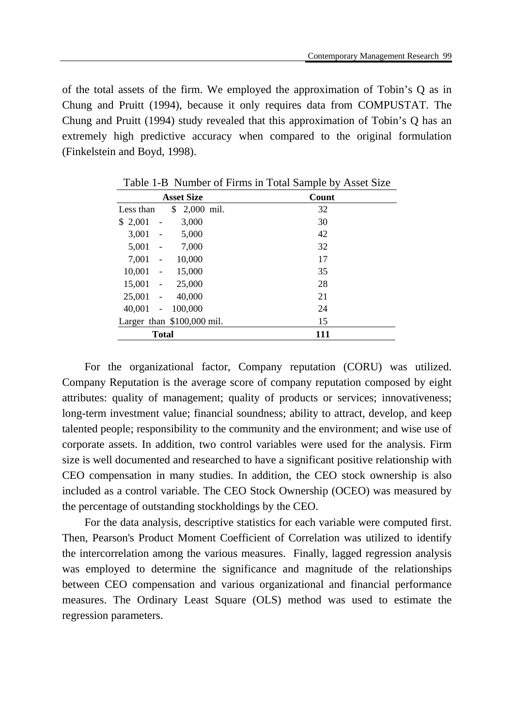of the total assets of the firm. We employed the approximation of Tobin's Q as in Chung and Pruitt (1994), because it only requires data from COMPUSTAT. The Chung and Pruitt (1994) study revealed that this approximation of Tobin's Q has an extremely high predictive accuracy when compared to the original formulation (Finkelstein and Boyd, 1998).

Table 1-B Number of Firms in Total Sample by Asset Size

| Asset Size | Count |
|---|---|
| Less than $ 2,000 mil. | 32 |
| $ 2,001 - 3,000 | 30 |
| 3,001 - 5,000 | 42 |
| 5,001 - 7,000 | 32 |
| 7,001 - 10,000 | 17 |
| 10,001 - 15,000 | 35 |
| 15,001 - 25,000 | 28 |
| 25,001 - 40,000 | 21 |
| 40,001 - 100,000 | 24 |
| Larger than $100,000 mil. | 15 |
| **Total** | **111** |

For the organizational factor, Company reputation (CORU) was utilized. Company Reputation is the average score of company reputation composed by eight attributes: quality of management; quality of products or services; innovativeness; long-term investment value; financial soundness; ability to attract, develop, and keep talented people; responsibility to the community and the environment; and wise use of corporate assets. In addition, two control variables were used for the analysis. Firm size is well documented and researched to have a significant positive relationship with CEO compensation in many studies. In addition, the CEO stock ownership is also included as a control variable. The CEO Stock Ownership (OCEO) was measured by the percentage of outstanding stockholdings by the CEO.

For the data analysis, descriptive statistics for each variable were computed first. Then, Pearson's Product Moment Coefficient of Correlation was utilized to identify the intercorrelation among the various measures. Finally, lagged regression analysis was employed to determine the significance and magnitude of the relationships between CEO compensation and various organizational and financial performance measures. The Ordinary Least Square (OLS) method was used to estimate the regression parameters.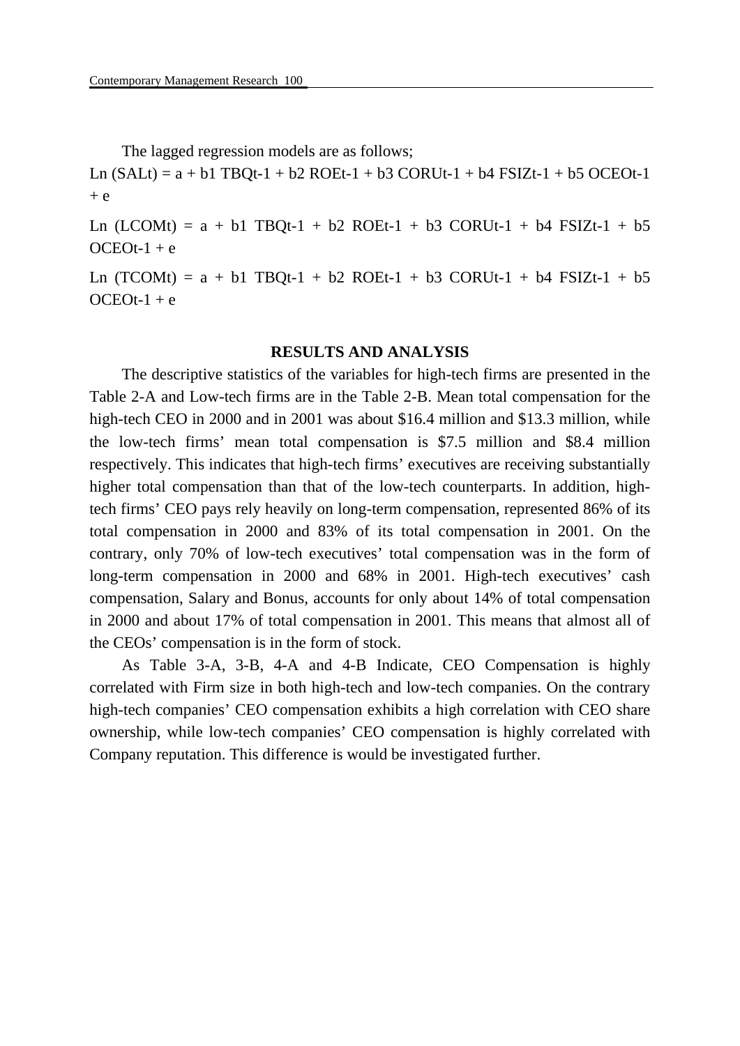The lagged regression models are as follows;

$$\text{Ln}(SAL_t) = a + b_1 TBQ_{t-1} + b_2 ROE_{t-1} + b_3 CORU_{t-1} + b_4 FSIZ_{t-1} + b_5 OCEO_{t-1} + e$$

$$\text{Ln}(LCOM_t) = a + b_1 TBQ_{t-1} + b_2 ROE_{t-1} + b_3 CORU_{t-1} + b_4 FSIZ_{t-1} + b_5 OCEO_{t-1} + e$$

$$\text{Ln}(TCOM_t) = a + b_1 TBQ_{t-1} + b_2 ROE_{t-1} + b_3 CORU_{t-1} + b_4 FSIZ_{t-1} + b_5 OCEO_{t-1} + e$$

## RESULTS AND ANALYSIS

The descriptive statistics of the variables for high-tech firms are presented in the Table 2-A and Low-tech firms are in the Table 2-B. Mean total compensation for the high-tech CEO in 2000 and in 2001 was about \$16.4 million and \$13.3 million, while the low-tech firms' mean total compensation is \$7.5 million and \$8.4 million respectively. This indicates that high-tech firms' executives are receiving substantially higher total compensation than that of the low-tech counterparts. In addition, high-tech firms' CEO pays rely heavily on long-term compensation, represented 86% of its total compensation in 2000 and 83% of its total compensation in 2001. On the contrary, only 70% of low-tech executives' total compensation was in the form of long-term compensation in 2000 and 68% in 2001. High-tech executives' cash compensation, Salary and Bonus, accounts for only about 14% of total compensation in 2000 and about 17% of total compensation in 2001. This means that almost all of the CEOs' compensation is in the form of stock.

As Table 3-A, 3-B, 4-A and 4-B Indicate, CEO Compensation is highly correlated with Firm size in both high-tech and low-tech companies. On the contrary high-tech companies' CEO compensation exhibits a high correlation with CEO share ownership, while low-tech companies' CEO compensation is highly correlated with Company reputation. This difference is would be investigated further.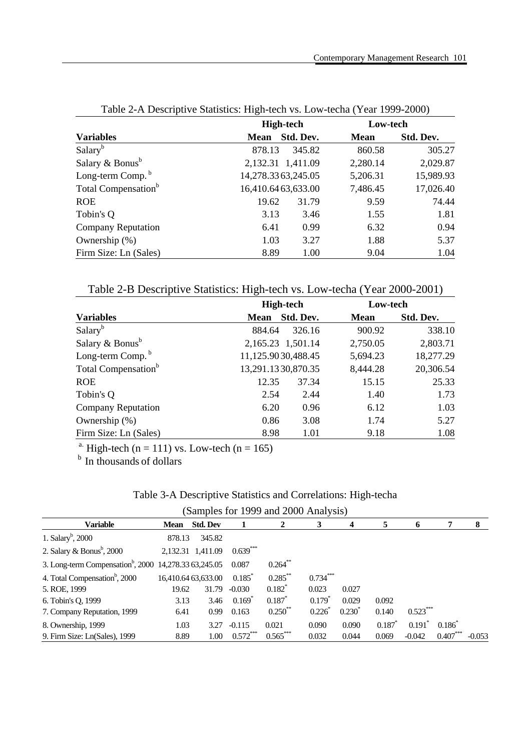Table 2-A Descriptive Statistics: High-tech vs. Low-tech[a] (Year 1999-2000)

| Variables | High-tech Mean | High-tech Std. Dev. | Low-tech Mean | Low-tech Std. Dev. |
|---|---|---|---|---|
| Salary[b] | 878.13 | 345.82 | 860.58 | 305.27 |
| Salary & Bonus[b] | 2,132.31 | 1,411.09 | 2,280.14 | 2,029.87 |
| Long-term Comp.[b] | 14,278.33 | 63,245.05 | 5,206.31 | 15,989.93 |
| Total Compensation[b] | 16,410.64 | 63,633.00 | 7,486.45 | 17,026.40 |
| ROE | 19.62 | 31.79 | 9.59 | 74.44 |
| Tobin's Q | 3.13 | 3.46 | 1.55 | 1.81 |
| Company Reputation | 6.41 | 0.99 | 6.32 | 0.94 |
| Ownership (%) | 1.03 | 3.27 | 1.88 | 5.37 |
| Firm Size: Ln (Sales) | 8.89 | 1.00 | 9.04 | 1.04 |

Table 2-B Descriptive Statistics: High-tech vs. Low-tech[a] (Year 2000-2001)

| Variables | High-tech Mean | High-tech Std. Dev. | Low-tech Mean | Low-tech Std. Dev. |
|---|---|---|---|---|
| Salary[b] | 884.64 | 326.16 | 900.92 | 338.10 |
| Salary & Bonus[b] | 2,165.23 | 1,501.14 | 2,750.05 | 2,803.71 |
| Long-term Comp.[b] | 11,125.90 | 30,488.45 | 5,694.23 | 18,277.29 |
| Total Compensation[b] | 13,291.13 | 30,870.35 | 8,444.28 | 20,306.54 |
| ROE | 12.35 | 37.34 | 15.15 | 25.33 |
| Tobin's Q | 2.54 | 2.44 | 1.40 | 1.73 |
| Company Reputation | 6.20 | 0.96 | 6.12 | 1.03 |
| Ownership (%) | 0.86 | 3.08 | 1.74 | 5.27 |
| Firm Size: Ln (Sales) | 8.98 | 1.01 | 9.18 | 1.08 |

[a] High-tech (n = 111) vs. Low-tech (n = 165)
[b] In thousands of dollars

Table 3-A Descriptive Statistics and Correlations: High-tech[a] (Samples for 1999 and 2000 Analysis)

| Variable | Mean | Std. Dev | 1 | 2 | 3 | 4 | 5 | 6 | 7 | 8 |
|---|---|---|---|---|---|---|---|---|---|---|
| 1. Salary[b], 2000 | 878.13 | 345.82 | | | | | | | | |
| 2. Salary & Bonus[b], 2000 | 2,132.31 | 1,411.09 | 0.639*** | | | | | | | |
| 3. Long-term Compensation[b], 2000 | 14,278.33 | 63,245.05 | 0.087 | 0.264** | | | | | | |
| 4. Total Compensation[b], 2000 | 16,410.64 | 63,633.00 | 0.185* | 0.285** | 0.734*** | | | | | |
| 5. ROE, 1999 | 19.62 | 31.79 | -0.030 | 0.182* | 0.023 | 0.027 | | | | |
| 6. Tobin's Q, 1999 | 3.13 | 3.46 | 0.169* | 0.187* | 0.179* | 0.029 | 0.092 | | | |
| 7. Company Reputation, 1999 | 6.41 | 0.99 | 0.163 | 0.250** | 0.226* | 0.230* | 0.140 | 0.523*** | | |
| 8. Ownership, 1999 | 1.03 | 3.27 | -0.115 | 0.021 | 0.090 | 0.090 | 0.187* | 0.191* | 0.186* | |
| 9. Firm Size: Ln(Sales), 1999 | 8.89 | 1.00 | 0.572*** | 0.565*** | 0.032 | 0.044 | 0.069 | -0.042 | 0.407*** | -0.053 |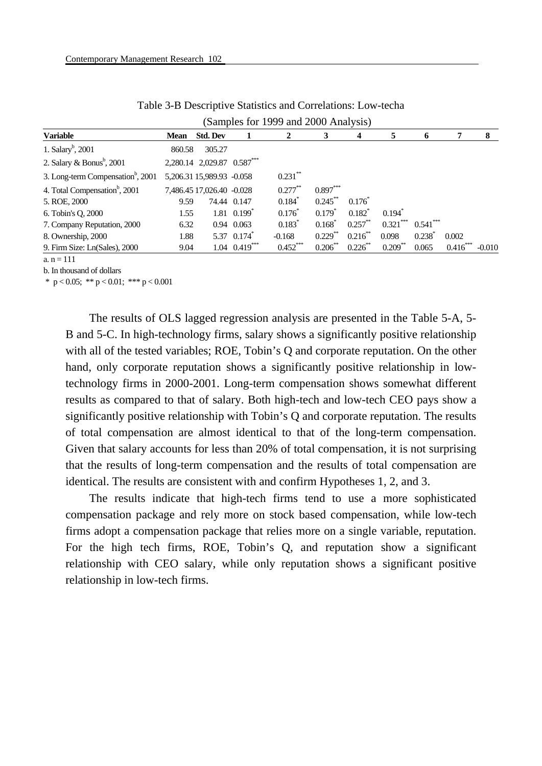Table 3-B Descriptive Statistics and Correlations: Low-tech[a]
(Samples for 1999 and 2000 Analysis)

| Variable | Mean | Std. Dev | 1 | 2 | 3 | 4 | 5 | 6 | 7 | 8 |
|---|---|---|---|---|---|---|---|---|---|---|
| 1. Salary[b], 2001 | 860.58 | 305.27 | | | | | | | | |
| 2. Salary & Bonus[b], 2001 | 2,280.14 | 2,029.87 | 0.587*** | | | | | | | |
| 3. Long-term Compensation[b], 2001 | 5,206.31 | 15,989.93 | -0.058 | 0.231** | | | | | | |
| 4. Total Compensation[b], 2001 | 7,486.45 | 17,026.40 | -0.028 | 0.277** | 0.897*** | | | | | |
| 5. ROE, 2000 | 9.59 | 74.44 | 0.147 | 0.184* | 0.245** | 0.176* | | | | |
| 6. Tobin's Q, 2000 | 1.55 | 1.81 | 0.199* | 0.176* | 0.179* | 0.182* | 0.194* | | | |
| 7. Company Reputation, 2000 | 6.32 | 0.94 | 0.063 | 0.183* | 0.168* | 0.257** | 0.321*** | 0.541*** | | |
| 8. Ownership, 2000 | 1.88 | 5.37 | 0.174* | -0.168 | 0.229** | 0.216** | 0.098 | 0.238* | 0.002 | |
| 9. Firm Size: Ln(Sales), 2000 | 9.04 | 1.04 | 0.419*** | 0.452*** | 0.206** | 0.226** | 0.209** | 0.065 | 0.416*** | -0.010 |

a. n = 111

b. In thousand of dollars

\* $p < 0.05$; \*\* $p < 0.01$; \*\*\* $p < 0.001$

The results of OLS lagged regression analysis are presented in the Table 5-A, 5-B and 5-C. In high-technology firms, salary shows a significantly positive relationship with all of the tested variables; ROE, Tobin's Q and corporate reputation. On the other hand, only corporate reputation shows a significantly positive relationship in low-technology firms in 2000-2001. Long-term compensation shows somewhat different results as compared to that of salary. Both high-tech and low-tech CEO pays show a significantly positive relationship with Tobin's Q and corporate reputation. The results of total compensation are almost identical to that of the long-term compensation. Given that salary accounts for less than 20% of total compensation, it is not surprising that the results of long-term compensation and the results of total compensation are identical. The results are consistent with and confirm Hypotheses 1, 2, and 3.

The results indicate that high-tech firms tend to use a more sophisticated compensation package and rely more on stock based compensation, while low-tech firms adopt a compensation package that relies more on a single variable, reputation. For the high tech firms, ROE, Tobin's Q, and reputation show a significant relationship with CEO salary, while only reputation shows a significant positive relationship in low-tech firms.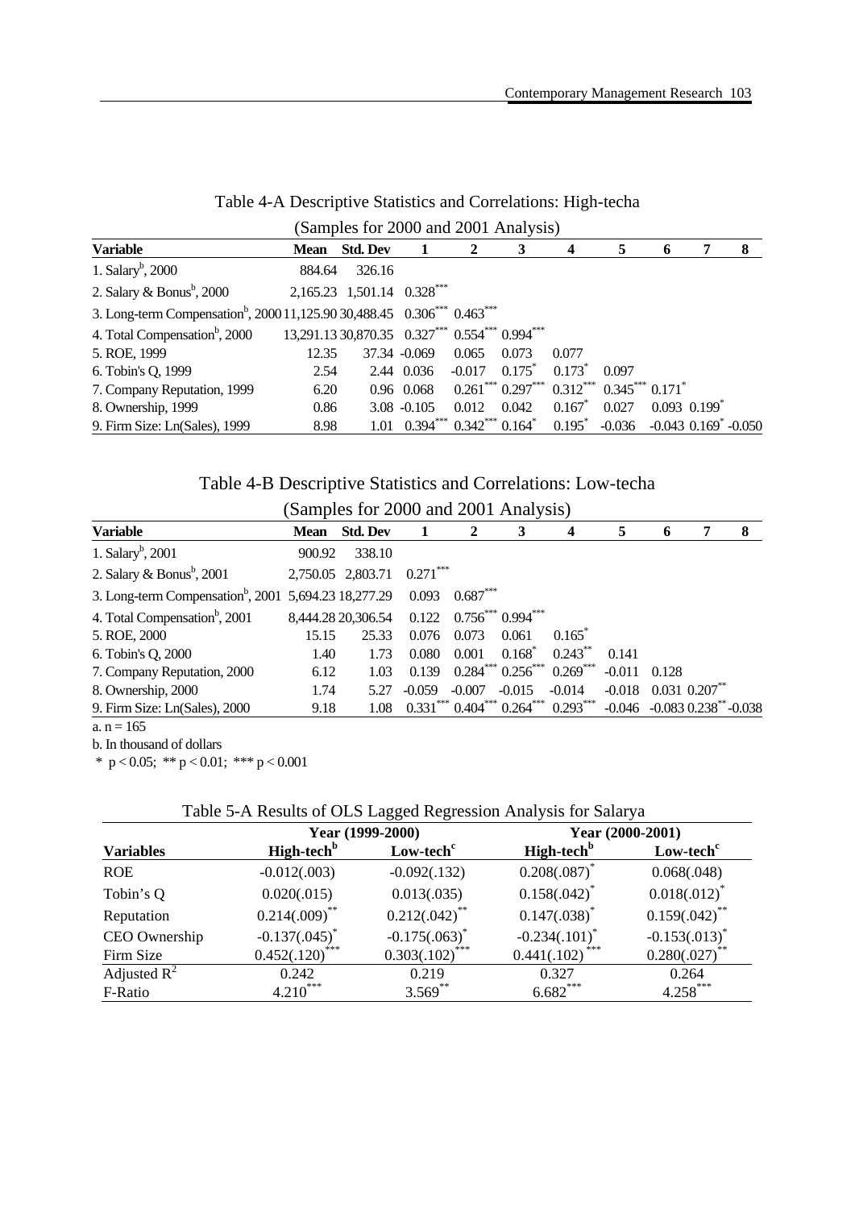Table 4-A Descriptive Statistics and Correlations: High-tech[a] (Samples for 2000 and 2001 Analysis)

| Variable | Mean | Std. Dev | 1 | 2 | 3 | 4 | 5 | 6 | 7 | 8 |
|---|---|---|---|---|---|---|---|---|---|---|
| 1. Salary[b], 2000 | 884.64 | 326.16 | | | | | | | | |
| 2. Salary & Bonus[b], 2000 | 2,165.23 | 1,501.14 | 0.328*** | | | | | | | |
| 3. Long-term Compensation[b], 2000 | 11,125.90 | 30,488.45 | 0.306*** | 0.463*** | | | | | | |
| 4. Total Compensation[b], 2000 | 13,291.13 | 30,870.35 | 0.327*** | 0.554*** | 0.994*** | | | | | |
| 5. ROE, 1999 | 12.35 | 37.34 | -0.069 | 0.065 | 0.073 | 0.077 | | | | |
| 6. Tobin's Q, 1999 | 2.54 | 2.44 | 0.036 | -0.017 | 0.175* | 0.173* | 0.097 | | | |
| 7. Company Reputation, 1999 | 6.20 | 0.96 | 0.068 | 0.261*** | 0.297*** | 0.312*** | 0.345*** | 0.171* | | |
| 8. Ownership, 1999 | 0.86 | 3.08 | -0.105 | 0.012 | 0.042 | 0.167* | 0.027 | 0.093 | 0.199* | |
| 9. Firm Size: Ln(Sales), 1999 | 8.98 | 1.01 | 0.394*** | 0.342*** | 0.164* | 0.195* | -0.036 | -0.043 | 0.169* | -0.050 |

Table 4-B Descriptive Statistics and Correlations: Low-tech[a] (Samples for 2000 and 2001 Analysis)

| Variable | Mean | Std. Dev | 1 | 2 | 3 | 4 | 5 | 6 | 7 | 8 |
|---|---|---|---|---|---|---|---|---|---|---|
| 1. Salary[b], 2001 | 900.92 | 338.10 | | | | | | | | |
| 2. Salary & Bonus[b], 2001 | 2,750.05 | 2,803.71 | 0.271*** | | | | | | | |
| 3. Long-term Compensation[b], 2001 | 5,694.23 | 18,277.29 | 0.093 | 0.687*** | | | | | | |
| 4. Total Compensation[b], 2001 | 8,444.28 | 20,306.54 | 0.122 | 0.756*** | 0.994*** | | | | | |
| 5. ROE, 2000 | 15.15 | 25.33 | 0.076 | 0.073 | 0.061 | 0.165* | | | | |
| 6. Tobin's Q, 2000 | 1.40 | 1.73 | 0.080 | 0.001 | 0.168* | 0.243** | 0.141 | | | |
| 7. Company Reputation, 2000 | 6.12 | 1.03 | 0.139 | 0.284*** | 0.256*** | 0.269*** | -0.011 | 0.128 | | |
| 8. Ownership, 2000 | 1.74 | 5.27 | -0.059 | -0.007 | -0.015 | -0.014 | -0.018 | 0.031 | 0.207** | |
| 9. Firm Size: Ln(Sales), 2000 | 9.18 | 1.08 | 0.331*** | 0.404*** | 0.264*** | 0.293*** | -0.046 | -0.083 | 0.238** | -0.038 |

a. n = 165

b. In thousand of dollars

\* $p < 0.05$; \*\* $p < 0.01$; \*\*\* $p < 0.001$

Table 5-A Results of OLS Lagged Regression Analysis for Salary[a]

| | Year (1999-2000) | | Year (2000-2001) | |
|---|---|---|---|---|
| **Variables** | **High-tech[b]** | **Low-tech[c]** | **High-tech[b]** | **Low-tech[c]** |
| ROE | -0.012(.003) | -0.092(.132) | 0.208(.087)* | 0.068(.048) |
| Tobin's Q | 0.020(.015) | 0.013(.035) | 0.158(.042)* | 0.018(.012)* |
| Reputation | 0.214(.009)** | 0.212(.042)** | 0.147(.038)* | 0.159(.042)** |
| CEO Ownership | -0.137(.045)* | -0.175(.063)* | -0.234(.101)* | -0.153(.013)* |
| Firm Size | 0.452(.120)*** | 0.303(.102)*** | 0.441(.102)*** | 0.280(.027)** |
| Adjusted $R^2$ | 0.242 | 0.219 | 0.327 | 0.264 |
| F-Ratio | 4.210*** | 3.569** | 6.682*** | 4.258*** |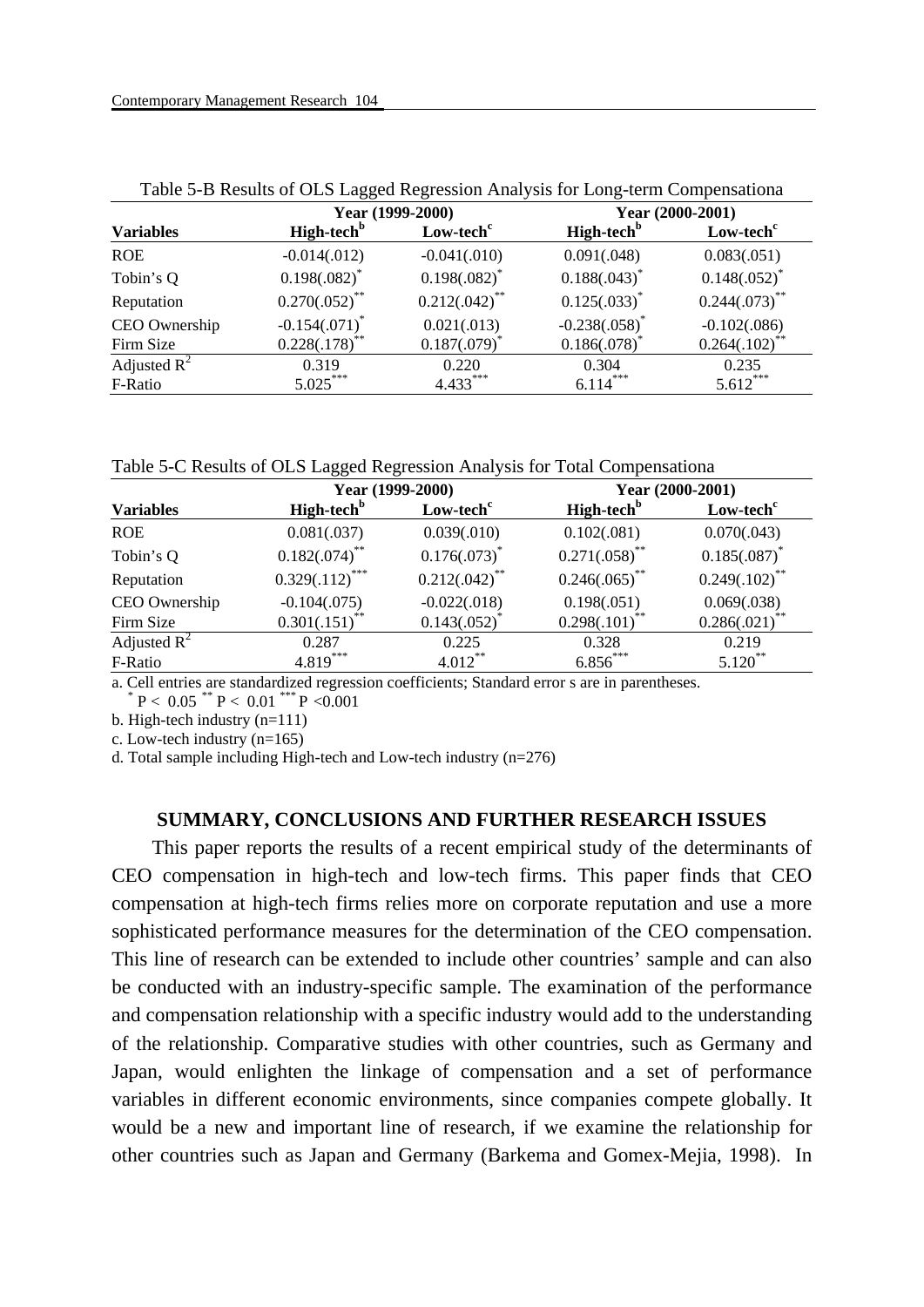Table 5-B Results of OLS Lagged Regression Analysis for Long-term Compensation[a]

| | Year (1999-2000) | | Year (2000-2001) | |
|---|---|---|---|---|
| **Variables** | **High-tech**[b] | **Low-tech**[c] | **High-tech**[b] | **Low-tech**[c] |
| ROE | -0.014(.012) | -0.041(.010) | 0.091(.048) | 0.083(.051) |
| Tobin's Q | 0.198(.082)* | 0.198(.082)* | 0.188(.043)* | 0.148(.052)* |
| Reputation | 0.270(.052)** | 0.212(.042)** | 0.125(.033)* | 0.244(.073)** |
| CEO Ownership | -0.154(.071)* | 0.021(.013) | -0.238(.058)* | -0.102(.086) |
| Firm Size | 0.228(.178)** | 0.187(.079)* | 0.186(.078)* | 0.264(.102)** |
| Adjusted $R^2$ | 0.319 | 0.220 | 0.304 | 0.235 |
| F-Ratio | 5.025*** | 4.433*** | 6.114*** | 5.612*** |

Table 5-C Results of OLS Lagged Regression Analysis for Total Compensation[a]

| | Year (1999-2000) | | Year (2000-2001) | |
|---|---|---|---|---|
| **Variables** | **High-tech**[b] | **Low-tech**[c] | **High-tech**[b] | **Low-tech**[c] |
| ROE | 0.081(.037) | 0.039(.010) | 0.102(.081) | 0.070(.043) |
| Tobin's Q | 0.182(.074)** | 0.176(.073)* | 0.271(.058)** | 0.185(.087)* |
| Reputation | 0.329(.112)*** | 0.212(.042)** | 0.246(.065)** | 0.249(.102)** |
| CEO Ownership | -0.104(.075) | -0.022(.018) | 0.198(.051) | 0.069(.038) |
| Firm Size | 0.301(.151)** | 0.143(.052)* | 0.298(.101)** | 0.286(.021)** |
| Adjusted $R^2$ | 0.287 | 0.225 | 0.328 | 0.219 |
| F-Ratio | 4.819*** | 4.012** | 6.856*** | 5.120** |

a. Cell entries are standardized regression coefficients; Standard error s are in parentheses.
\* $P < 0.05$ ** $P < 0.01$ *** $P < 0.001$

b. High-tech industry (n=111)

c. Low-tech industry (n=165)

d. Total sample including High-tech and Low-tech industry (n=276)

## SUMMARY, CONCLUSIONS AND FURTHER RESEARCH ISSUES

This paper reports the results of a recent empirical study of the determinants of CEO compensation in high-tech and low-tech firms. This paper finds that CEO compensation at high-tech firms relies more on corporate reputation and use a more sophisticated performance measures for the determination of the CEO compensation. This line of research can be extended to include other countries' sample and can also be conducted with an industry-specific sample. The examination of the performance and compensation relationship with a specific industry would add to the understanding of the relationship. Comparative studies with other countries, such as Germany and Japan, would enlighten the linkage of compensation and a set of performance variables in different economic environments, since companies compete globally. It would be a new and important line of research, if we examine the relationship for other countries such as Japan and Germany (Barkema and Gomex-Mejia, 1998). In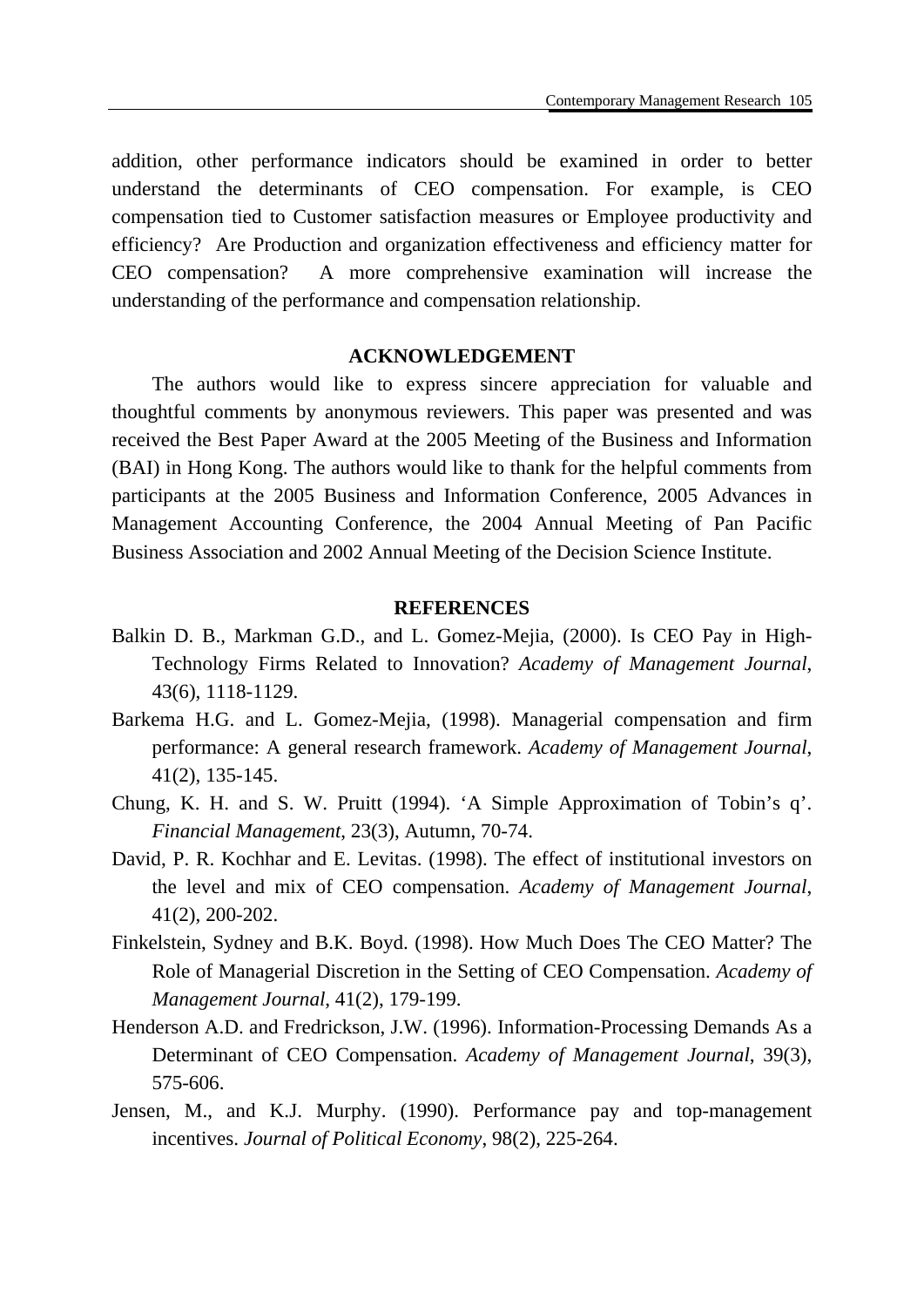addition, other performance indicators should be examined in order to better understand the determinants of CEO compensation. For example, is CEO compensation tied to Customer satisfaction measures or Employee productivity and efficiency? Are Production and organization effectiveness and efficiency matter for CEO compensation? A more comprehensive examination will increase the understanding of the performance and compensation relationship.

## ACKNOWLEDGEMENT

The authors would like to express sincere appreciation for valuable and thoughtful comments by anonymous reviewers. This paper was presented and was received the Best Paper Award at the 2005 Meeting of the Business and Information (BAI) in Hong Kong. The authors would like to thank for the helpful comments from participants at the 2005 Business and Information Conference, 2005 Advances in Management Accounting Conference, the 2004 Annual Meeting of Pan Pacific Business Association and 2002 Annual Meeting of the Decision Science Institute.

## REFERENCES

Balkin D. B., Markman G.D., and L. Gomez-Mejia, (2000). Is CEO Pay in High-Technology Firms Related to Innovation? *Academy of Management Journal*, 43(6), 1118-1129.

Barkema H.G. and L. Gomez-Mejia, (1998). Managerial compensation and firm performance: A general research framework. *Academy of Management Journal*, 41(2), 135-145.

Chung, K. H. and S. W. Pruitt (1994). 'A Simple Approximation of Tobin's q'. *Financial Management*, 23(3), Autumn, 70-74.

David, P. R. Kochhar and E. Levitas. (1998). The effect of institutional investors on the level and mix of CEO compensation. *Academy of Management Journal*, 41(2), 200-202.

Finkelstein, Sydney and B.K. Boyd. (1998). How Much Does The CEO Matter? The Role of Managerial Discretion in the Setting of CEO Compensation. *Academy of Management Journal*, 41(2), 179-199.

Henderson A.D. and Fredrickson, J.W. (1996). Information-Processing Demands As a Determinant of CEO Compensation. *Academy of Management Journal,* 39(3), 575-606.

Jensen, M., and K.J. Murphy. (1990). Performance pay and top-management incentives. *Journal of Political Economy*, 98(2), 225-264.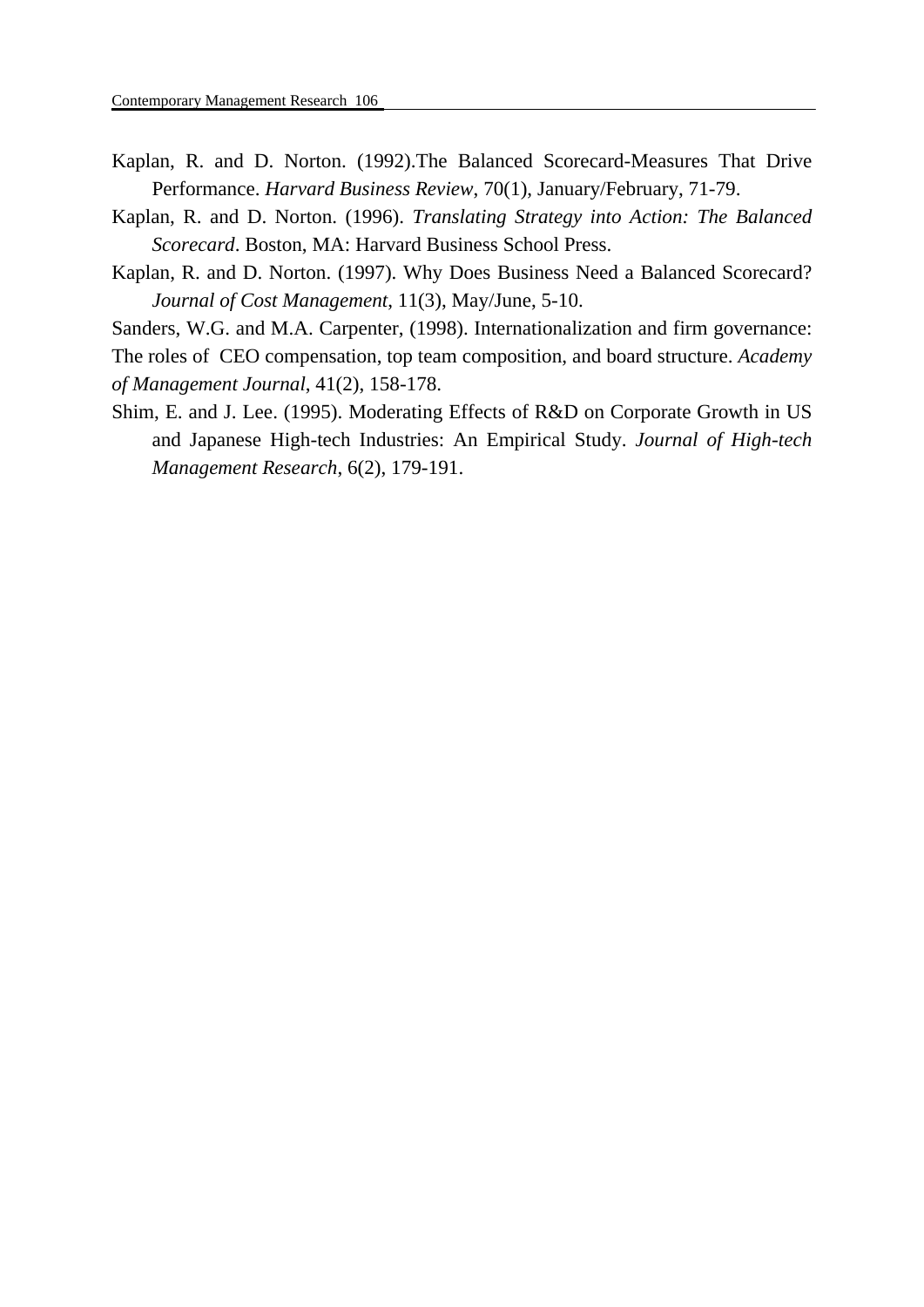Kaplan, R. and D. Norton. (1992).The Balanced Scorecard-Measures That Drive Performance. *Harvard Business Review*, 70(1), January/February, 71-79.

Kaplan, R. and D. Norton. (1996). *Translating Strategy into Action: The Balanced Scorecard*. Boston, MA: Harvard Business School Press.

Kaplan, R. and D. Norton. (1997). Why Does Business Need a Balanced Scorecard? *Journal of Cost Management*, 11(3), May/June, 5-10.

Sanders, W.G. and M.A. Carpenter, (1998). Internationalization and firm governance: The roles of CEO compensation, top team composition, and board structure. *Academy of Management Journal*, 41(2), 158-178.

Shim, E. and J. Lee. (1995). Moderating Effects of R&D on Corporate Growth in US and Japanese High-tech Industries: An Empirical Study. *Journal of High-tech Management Research*, 6(2), 179-191.